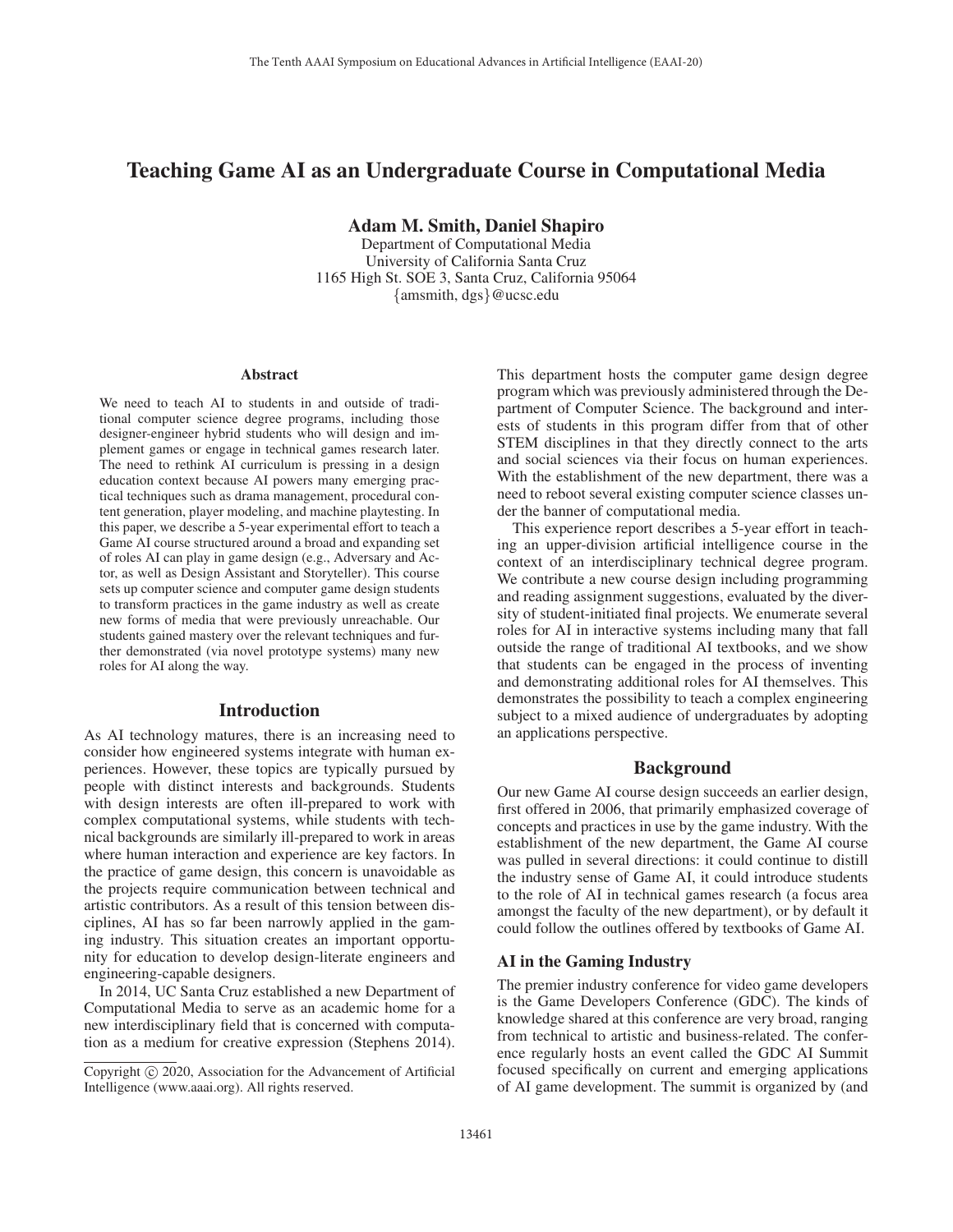# Teaching Game AI as an Undergraduate Course in Computational Media

**Adam M. Smith, Daniel Shapiro**

Department of Computational Media
University of California Santa Cruz
1165 High St. SOE 3, Santa Cruz, California 95064
{amsmith, dgs}@ucsc.edu

## Abstract

We need to teach AI to students in and outside of traditional computer science degree programs, including those designer-engineer hybrid students who will design and implement games or engage in technical games research later. The need to rethink AI curriculum is pressing in a design education context because AI powers many emerging practical techniques such as drama management, procedural content generation, player modeling, and machine playtesting. In this paper, we describe a 5-year experimental effort to teach a Game AI course structured around a broad and expanding set of roles AI can play in game design (e.g., Adversary and Actor, as well as Design Assistant and Storyteller). This course sets up computer science and computer game design students to transform practices in the game industry as well as create new forms of media that were previously unreachable. Our students gained mastery over the relevant techniques and further demonstrated (via novel prototype systems) many new roles for AI along the way.

## Introduction

As AI technology matures, there is an increasing need to consider how engineered systems integrate with human experiences. However, these topics are typically pursued by people with distinct interests and backgrounds. Students with design interests are often ill-prepared to work with complex computational systems, while students with technical backgrounds are similarly ill-prepared to work in areas where human interaction and experience are key factors. In the practice of game design, this concern is unavoidable as the projects require communication between technical and artistic contributors. As a result of this tension between disciplines, AI has so far been narrowly applied in the gaming industry. This situation creates an important opportunity for education to develop design-literate engineers and engineering-capable designers.

In 2014, UC Santa Cruz established a new Department of Computational Media to serve as an academic home for a new interdisciplinary field that is concerned with computation as a medium for creative expression (Stephens 2014). This department hosts the computer game design degree program which was previously administered through the Department of Computer Science. The background and interests of students in this program differ from that of other STEM disciplines in that they directly connect to the arts and social sciences via their focus on human experiences. With the establishment of the new department, there was a need to reboot several existing computer science classes under the banner of computational media.

This experience report describes a 5-year effort in teaching an upper-division artificial intelligence course in the context of an interdisciplinary technical degree program. We contribute a new course design including programming and reading assignment suggestions, evaluated by the diversity of student-initiated final projects. We enumerate several roles for AI in interactive systems including many that fall outside the range of traditional AI textbooks, and we show that students can be engaged in the process of inventing and demonstrating additional roles for AI themselves. This demonstrates the possibility to teach a complex engineering subject to a mixed audience of undergraduates by adopting an applications perspective.

## Background

Our new Game AI course design succeeds an earlier design, first offered in 2006, that primarily emphasized coverage of concepts and practices in use by the game industry. With the establishment of the new department, the Game AI course was pulled in several directions: it could continue to distill the industry sense of Game AI, it could introduce students to the role of AI in technical games research (a focus area amongst the faculty of the new department), or by default it could follow the outlines offered by textbooks of Game AI.

### AI in the Gaming Industry

The premier industry conference for video game developers is the Game Developers Conference (GDC). The kinds of knowledge shared at this conference are very broad, ranging from technical to artistic and business-related. The conference regularly hosts an event called the GDC AI Summit focused specifically on current and emerging applications of AI game development. The summit is organized by (and

Copyright © 2020, Association for the Advancement of Artificial Intelligence (www.aaai.org). All rights reserved.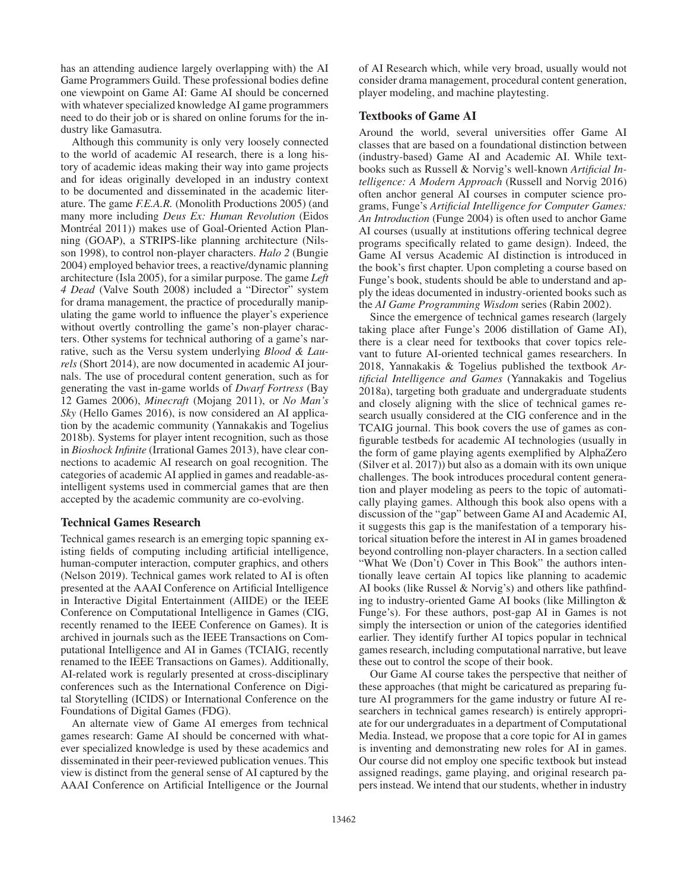has an attending audience largely overlapping with) the AI Game Programmers Guild. These professional bodies define one viewpoint on Game AI: Game AI should be concerned with whatever specialized knowledge AI game programmers need to do their job or is shared on online forums for the industry like Gamasutra.

Although this community is only very loosely connected to the world of academic AI research, there is a long history of academic ideas making their way into game projects and for ideas originally developed in an industry context to be documented and disseminated in the academic literature. The game *F.E.A.R.* (Monolith Productions 2005) (and many more including *Deus Ex: Human Revolution* (Eidos Montréal 2011)) makes use of Goal-Oriented Action Planning (GOAP), a STRIPS-like planning architecture (Nilsson 1998), to control non-player characters. *Halo 2* (Bungie 2004) employed behavior trees, a reactive/dynamic planning architecture (Isla 2005), for a similar purpose. The game *Left 4 Dead* (Valve South 2008) included a "Director" system for drama management, the practice of procedurally manipulating the game world to influence the player's experience without overtly controlling the game's non-player characters. Other systems for technical authoring of a game's narrative, such as the Versu system underlying *Blood & Laurels* (Short 2014), are now documented in academic AI journals. The use of procedural content generation, such as for generating the vast in-game worlds of *Dwarf Fortress* (Bay 12 Games 2006), *Minecraft* (Mojang 2011), or *No Man's Sky* (Hello Games 2016), is now considered an AI application by the academic community (Yannakakis and Togelius 2018b). Systems for player intent recognition, such as those in *Bioshock Infinite* (Irrational Games 2013), have clear connections to academic AI research on goal recognition. The categories of academic AI applied in games and readable-as-intelligent systems used in commercial games that are then accepted by the academic community are co-evolving.

## Technical Games Research

Technical games research is an emerging topic spanning existing fields of computing including artificial intelligence, human-computer interaction, computer graphics, and others (Nelson 2019). Technical games work related to AI is often presented at the AAAI Conference on Artificial Intelligence in Interactive Digital Entertainment (AIIDE) or the IEEE Conference on Computational Intelligence in Games (CIG, recently renamed to the IEEE Conference on Games). It is archived in journals such as the IEEE Transactions on Computational Intelligence and AI in Games (TCIAIG, recently renamed to the IEEE Transactions on Games). Additionally, AI-related work is regularly presented at cross-disciplinary conferences such as the International Conference on Digital Storytelling (ICIDS) or International Conference on the Foundations of Digital Games (FDG).

An alternate view of Game AI emerges from technical games research: Game AI should be concerned with whatever specialized knowledge is used by these academics and disseminated in their peer-reviewed publication venues. This view is distinct from the general sense of AI captured by the AAAI Conference on Artificial Intelligence or the Journal of AI Research which, while very broad, usually would not consider drama management, procedural content generation, player modeling, and machine playtesting.

## Textbooks of Game AI

Around the world, several universities offer Game AI classes that are based on a foundational distinction between (industry-based) Game AI and Academic AI. While textbooks such as Russell & Norvig's well-known *Artificial Intelligence: A Modern Approach* (Russell and Norvig 2016) often anchor general AI courses in computer science programs, Funge's *Artificial Intelligence for Computer Games: An Introduction* (Funge 2004) is often used to anchor Game AI courses (usually at institutions offering technical degree programs specifically related to game design). Indeed, the Game AI versus Academic AI distinction is introduced in the book's first chapter. Upon completing a course based on Funge's book, students should be able to understand and apply the ideas documented in industry-oriented books such as the *AI Game Programming Wisdom* series (Rabin 2002).

Since the emergence of technical games research (largely taking place after Funge's 2006 distillation of Game AI), there is a clear need for textbooks that cover topics relevant to future AI-oriented technical games researchers. In 2018, Yannakakis & Togelius published the textbook *Artificial Intelligence and Games* (Yannakakis and Togelius 2018a), targeting both graduate and undergraduate students and closely aligning with the slice of technical games research usually considered at the CIG conference and in the TCAIG journal. This book covers the use of games as configurable testbeds for academic AI technologies (usually in the form of game playing agents exemplified by AlphaZero (Silver et al. 2017)) but also as a domain with its own unique challenges. The book introduces procedural content generation and player modeling as peers to the topic of automatically playing games. Although this book also opens with a discussion of the "gap" between Game AI and Academic AI, it suggests this gap is the manifestation of a temporary historical situation before the interest in AI in games broadened beyond controlling non-player characters. In a section called "What We (Don't) Cover in This Book" the authors intentionally leave certain AI topics like planning to academic AI books (like Russel & Norvig's) and others like pathfinding to industry-oriented Game AI books (like Millington & Funge's). For these authors, post-gap AI in Games is not simply the intersection or union of the categories identified earlier. They identify further AI topics popular in technical games research, including computational narrative, but leave these out to control the scope of their book.

Our Game AI course takes the perspective that neither of these approaches (that might be caricatured as preparing future AI programmers for the game industry or future AI researchers in technical games research) is entirely appropriate for our undergraduates in a department of Computational Media. Instead, we propose that a core topic for AI in games is inventing and demonstrating new roles for AI in games. Our course did not employ one specific textbook but instead assigned readings, game playing, and original research papers instead. We intend that our students, whether in industry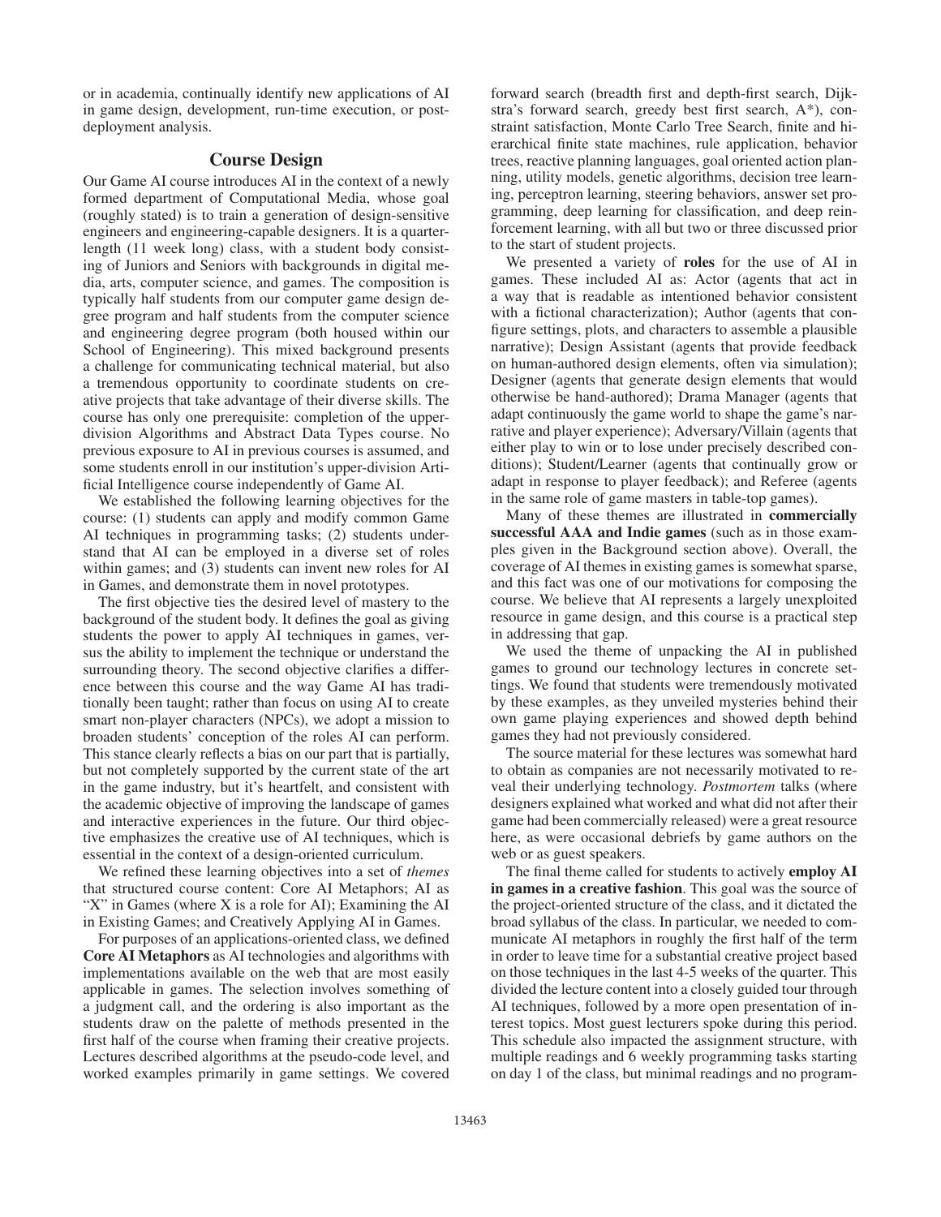or in academia, continually identify new applications of AI in game design, development, run-time execution, or post-deployment analysis.

## Course Design

Our Game AI course introduces AI in the context of a newly formed department of Computational Media, whose goal (roughly stated) is to train a generation of design-sensitive engineers and engineering-capable designers. It is a quarter-length (11 week long) class, with a student body consisting of Juniors and Seniors with backgrounds in digital media, arts, computer science, and games. The composition is typically half students from our computer game design degree program and half students from the computer science and engineering degree program (both housed within our School of Engineering). This mixed background presents a challenge for communicating technical material, but also a tremendous opportunity to coordinate students on creative projects that take advantage of their diverse skills. The course has only one prerequisite: completion of the upper-division Algorithms and Abstract Data Types course. No previous exposure to AI in previous courses is assumed, and some students enroll in our institution's upper-division Artificial Intelligence course independently of Game AI.

We established the following learning objectives for the course: (1) students can apply and modify common Game AI techniques in programming tasks; (2) students understand that AI can be employed in a diverse set of roles within games; and (3) students can invent new roles for AI in Games, and demonstrate them in novel prototypes.

The first objective ties the desired level of mastery to the background of the student body. It defines the goal as giving students the power to apply AI techniques in games, versus the ability to implement the technique or understand the surrounding theory. The second objective clarifies a difference between this course and the way Game AI has traditionally been taught; rather than focus on using AI to create smart non-player characters (NPCs), we adopt a mission to broaden students' conception of the roles AI can perform. This stance clearly reflects a bias on our part that is partially, but not completely supported by the current state of the art in the game industry, but it's heartfelt, and consistent with the academic objective of improving the landscape of games and interactive experiences in the future. Our third objective emphasizes the creative use of AI techniques, which is essential in the context of a design-oriented curriculum.

We refined these learning objectives into a set of *themes* that structured course content: Core AI Metaphors; AI as "X" in Games (where X is a role for AI); Examining the AI in Existing Games; and Creatively Applying AI in Games.

For purposes of an applications-oriented class, we defined **Core AI Metaphors** as AI technologies and algorithms with implementations available on the web that are most easily applicable in games. The selection involves something of a judgment call, and the ordering is also important as the students draw on the palette of methods presented in the first half of the course when framing their creative projects. Lectures described algorithms at the pseudo-code level, and worked examples primarily in game settings. We covered forward search (breadth first and depth-first search, Dijkstra's forward search, greedy best first search, A*), constraint satisfaction, Monte Carlo Tree Search, finite and hierarchical finite state machines, rule application, behavior trees, reactive planning languages, goal oriented action planning, utility models, genetic algorithms, decision tree learning, perceptron learning, steering behaviors, answer set programming, deep learning for classification, and deep reinforcement learning, with all but two or three discussed prior to the start of student projects.

We presented a variety of **roles** for the use of AI in games. These included AI as: Actor (agents that act in a way that is readable as intentioned behavior consistent with a fictional characterization); Author (agents that configure settings, plots, and characters to assemble a plausible narrative); Design Assistant (agents that provide feedback on human-authored design elements, often via simulation); Designer (agents that generate design elements that would otherwise be hand-authored); Drama Manager (agents that adapt continuously the game world to shape the game's narrative and player experience); Adversary/Villain (agents that either play to win or to lose under precisely described conditions); Student/Learner (agents that continually grow or adapt in response to player feedback); and Referee (agents in the same role of game masters in table-top games).

Many of these themes are illustrated in **commercially successful AAA and Indie games** (such as in those examples given in the Background section above). Overall, the coverage of AI themes in existing games is somewhat sparse, and this fact was one of our motivations for composing the course. We believe that AI represents a largely unexploited resource in game design, and this course is a practical step in addressing that gap.

We used the theme of unpacking the AI in published games to ground our technology lectures in concrete settings. We found that students were tremendously motivated by these examples, as they unveiled mysteries behind their own game playing experiences and showed depth behind games they had not previously considered.

The source material for these lectures was somewhat hard to obtain as companies are not necessarily motivated to reveal their underlying technology. *Postmortem* talks (where designers explained what worked and what did not after their game had been commercially released) were a great resource here, as were occasional debriefs by game authors on the web or as guest speakers.

The final theme called for students to actively **employ AI in games in a creative fashion**. This goal was the source of the project-oriented structure of the class, and it dictated the broad syllabus of the class. In particular, we needed to communicate AI metaphors in roughly the first half of the term in order to leave time for a substantial creative project based on those techniques in the last 4-5 weeks of the quarter. This divided the lecture content into a closely guided tour through AI techniques, followed by a more open presentation of interest topics. Most guest lecturers spoke during this period. This schedule also impacted the assignment structure, with multiple readings and 6 weekly programming tasks starting on day 1 of the class, but minimal readings and no program-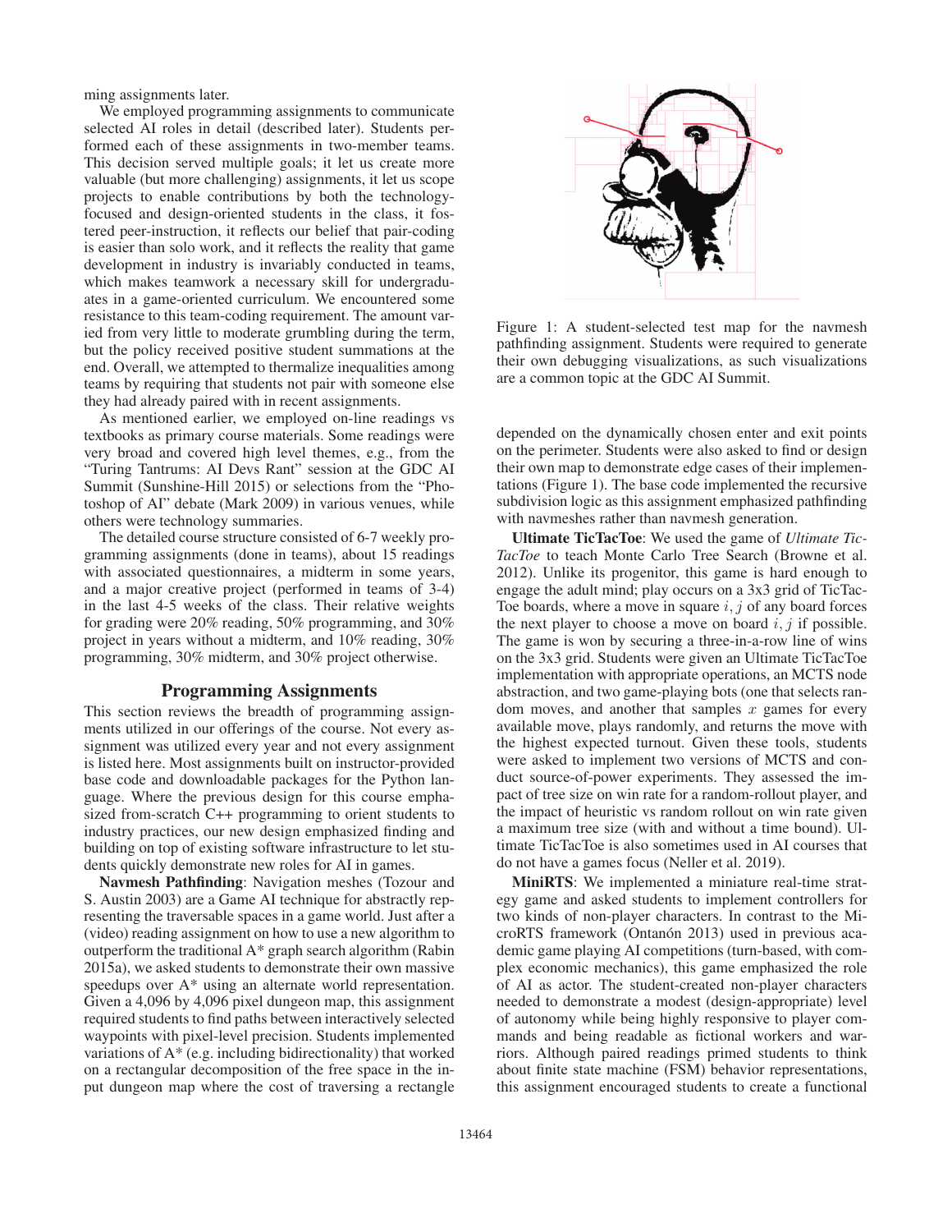ming assignments later.

We employed programming assignments to communicate selected AI roles in detail (described later). Students performed each of these assignments in two-member teams. This decision served multiple goals; it let us create more valuable (but more challenging) assignments, it let us scope projects to enable contributions by both the technology-focused and design-oriented students in the class, it fostered peer-instruction, it reflects our belief that pair-coding is easier than solo work, and it reflects the reality that game development in industry is invariably conducted in teams, which makes teamwork a necessary skill for undergraduates in a game-oriented curriculum. We encountered some resistance to this team-coding requirement. The amount varied from very little to moderate grumbling during the term, but the policy received positive student summations at the end. Overall, we attempted to thermalize inequalities among teams by requiring that students not pair with someone else they had already paired with in recent assignments.

As mentioned earlier, we employed on-line readings vs textbooks as primary course materials. Some readings were very broad and covered high level themes, e.g., from the "Turing Tantrums: AI Devs Rant" session at the GDC AI Summit (Sunshine-Hill 2015) or selections from the "Photoshop of AI" debate (Mark 2009) in various venues, while others were technology summaries.

The detailed course structure consisted of 6-7 weekly programming assignments (done in teams), about 15 readings with associated questionnaires, a midterm in some years, and a major creative project (performed in teams of 3-4) in the last 4-5 weeks of the class. Their relative weights for grading were 20% reading, 50% programming, and 30% project in years without a midterm, and 10% reading, 30% programming, 30% midterm, and 30% project otherwise.

## Programming Assignments

This section reviews the breadth of programming assignments utilized in our offerings of the course. Not every assignment was utilized every year and not every assignment is listed here. Most assignments built on instructor-provided base code and downloadable packages for the Python language. Where the previous design for this course emphasized from-scratch C++ programming to orient students to industry practices, our new design emphasized finding and building on top of existing software infrastructure to let students quickly demonstrate new roles for AI in games.

**Navmesh Pathfinding**: Navigation meshes (Tozour and S. Austin 2003) are a Game AI technique for abstractly representing the traversable spaces in a game world. Just after a (video) reading assignment on how to use a new algorithm to outperform the traditional A* graph search algorithm (Rabin 2015a), we asked students to demonstrate their own massive speedups over A* using an alternate world representation. Given a 4,096 by 4,096 pixel dungeon map, this assignment required students to find paths between interactively selected waypoints with pixel-level precision. Students implemented variations of A* (e.g. including bidirectionality) that worked on a rectangular decomposition of the free space in the input dungeon map where the cost of traversing a rectangle depended on the dynamically chosen enter and exit points on the perimeter. Students were also asked to find or design their own map to demonstrate edge cases of their implementations (Figure 1). The base code implemented the recursive subdivision logic as this assignment emphasized pathfinding with navmeshes rather than navmesh generation.

Figure 1: A student-selected test map for the navmesh pathfinding assignment. Students were required to generate their own debugging visualizations, as such visualizations are a common topic at the GDC AI Summit.

**Ultimate TicTacToe**: We used the game of *Ultimate TicTacToe* to teach Monte Carlo Tree Search (Browne et al. 2012). Unlike its progenitor, this game is hard enough to engage the adult mind; play occurs on a 3x3 grid of TicTacToe boards, where a move in square $i, j$ of any board forces the next player to choose a move on board $i, j$ if possible. The game is won by securing a three-in-a-row line of wins on the 3x3 grid. Students were given an Ultimate TicTacToe implementation with appropriate operations, an MCTS node abstraction, and two game-playing bots (one that selects random moves, and another that samples $x$ games for every available move, plays randomly, and returns the move with the highest expected turnout. Given these tools, students were asked to implement two versions of MCTS and conduct source-of-power experiments. They assessed the impact of tree size on win rate for a random-rollout player, and the impact of heuristic vs random rollout on win rate given a maximum tree size (with and without a time bound). Ultimate TicTacToe is also sometimes used in AI courses that do not have a games focus (Neller et al. 2019).

**MiniRTS**: We implemented a miniature real-time strategy game and asked students to implement controllers for two kinds of non-player characters. In contrast to the MicroRTS framework (Ontañón 2013) used in previous academic game playing AI competitions (turn-based, with complex economic mechanics), this game emphasized the role of AI as actor. The student-created non-player characters needed to demonstrate a modest (design-appropriate) level of autonomy while being highly responsive to player commands and being readable as fictional workers and warriors. Although paired readings primed students to think about finite state machine (FSM) behavior representations, this assignment encouraged students to create a functional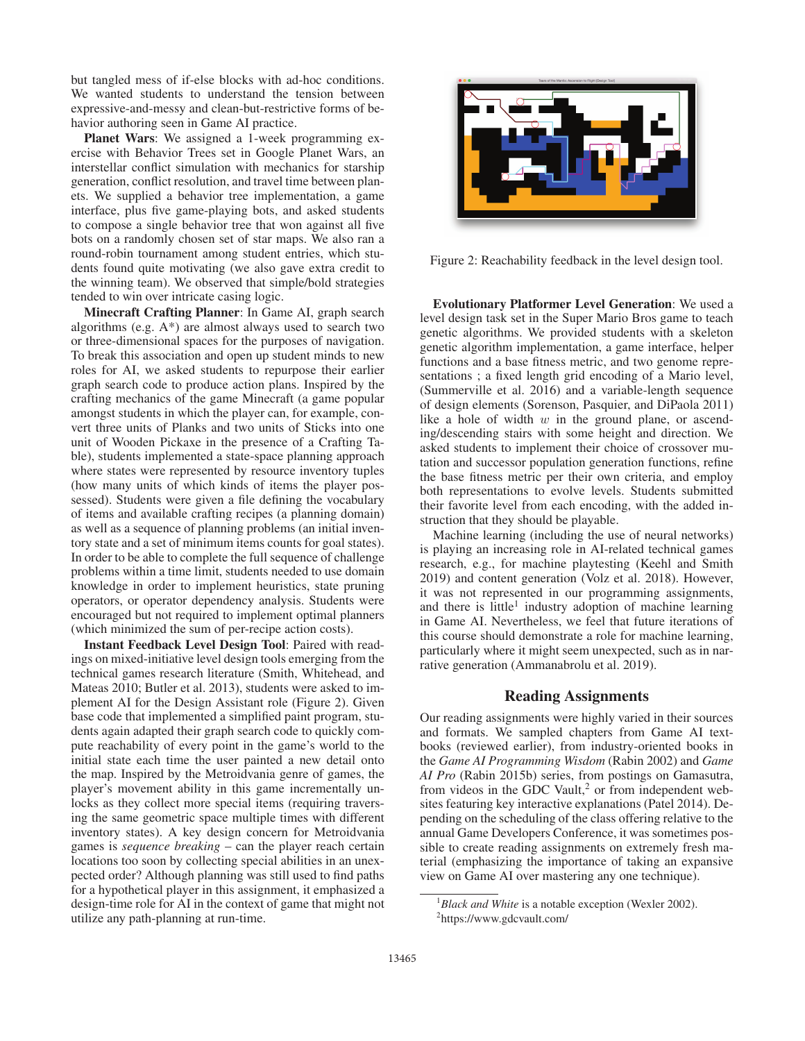but tangled mess of if-else blocks with ad-hoc conditions. We wanted students to understand the tension between expressive-and-messy and clean-but-restrictive forms of behavior authoring seen in Game AI practice.

**Planet Wars**: We assigned a 1-week programming exercise with Behavior Trees set in Google Planet Wars, an interstellar conflict simulation with mechanics for starship generation, conflict resolution, and travel time between planets. We supplied a behavior tree implementation, a game interface, plus five game-playing bots, and asked students to compose a single behavior tree that won against all five bots on a randomly chosen set of star maps. We also ran a round-robin tournament among student entries, which students found quite motivating (we also gave extra credit to the winning team). We observed that simple/bold strategies tended to win over intricate casing logic.

**Minecraft Crafting Planner**: In Game AI, graph search algorithms (e.g. A*) are almost always used to search two or three-dimensional spaces for the purposes of navigation. To break this association and open up student minds to new roles for AI, we asked students to repurpose their earlier graph search code to produce action plans. Inspired by the crafting mechanics of the game Minecraft (a game popular amongst students in which the player can, for example, convert three units of Planks and two units of Sticks into one unit of Wooden Pickaxe in the presence of a Crafting Table), students implemented a state-space planning approach where states were represented by resource inventory tuples (how many units of which kinds of items the player possessed). Students were given a file defining the vocabulary of items and available crafting recipes (a planning domain) as well as a sequence of planning problems (an initial inventory state and a set of minimum items counts for goal states). In order to be able to complete the full sequence of challenge problems within a time limit, students needed to use domain knowledge in order to implement heuristics, state pruning operators, or operator dependency analysis. Students were encouraged but not required to implement optimal planners (which minimized the sum of per-recipe action costs).

**Instant Feedback Level Design Tool**: Paired with readings on mixed-initiative level design tools emerging from the technical games research literature (Smith, Whitehead, and Mateas 2010; Butler et al. 2013), students were asked to implement AI for the Design Assistant role (Figure 2). Given base code that implemented a simplified paint program, students again adapted their graph search code to quickly compute reachability of every point in the game's world to the initial state each time the user painted a new detail onto the map. Inspired by the Metroidvania genre of games, the player's movement ability in this game incrementally unlocks as they collect more special items (requiring traversing the same geometric space multiple times with different inventory states). A key design concern for Metroidvania games is *sequence breaking* – can the player reach certain locations too soon by collecting special abilities in an unexpected order? Although planning was still used to find paths for a hypothetical player in this assignment, it emphasized a design-time role for AI in the context of game that might not utilize any path-planning at run-time.

Figure 2: Reachability feedback in the level design tool.

**Evolutionary Platformer Level Generation**: We used a level design task set in the Super Mario Bros game to teach genetic algorithms. We provided students with a skeleton genetic algorithm implementation, a game interface, helper functions and a base fitness metric, and two genome representations ; a fixed length grid encoding of a Mario level, (Summerville et al. 2016) and a variable-length sequence of design elements (Sorenson, Pasquier, and DiPaola 2011) like a hole of width $w$ in the ground plane, or ascending/descending stairs with some height and direction. We asked students to implement their choice of crossover mutation and successor population generation functions, refine the base fitness metric per their own criteria, and employ both representations to evolve levels. Students submitted their favorite level from each encoding, with the added instruction that they should be playable.

Machine learning (including the use of neural networks) is playing an increasing role in AI-related technical games research, e.g., for machine playtesting (Keehl and Smith 2019) and content generation (Volz et al. 2018). However, it was not represented in our programming assignments, and there is little[1] industry adoption of machine learning in Game AI. Nevertheless, we feel that future iterations of this course should demonstrate a role for machine learning, particularly where it might seem unexpected, such as in narrative generation (Ammanabrolu et al. 2019).

## Reading Assignments

Our reading assignments were highly varied in their sources and formats. We sampled chapters from Game AI textbooks (reviewed earlier), from industry-oriented books in the *Game AI Programming Wisdom* (Rabin 2002) and *Game AI Pro* (Rabin 2015b) series, from postings on Gamasutra, from videos in the GDC Vault,[2] or from independent websites featuring key interactive explanations (Patel 2014). Depending on the scheduling of the class offering relative to the annual Game Developers Conference, it was sometimes possible to create reading assignments on extremely fresh material (emphasizing the importance of taking an expansive view on Game AI over mastering any one technique).

[1] *Black and White* is a notable exception (Wexler 2002).

[2] https://www.gdcvault.com/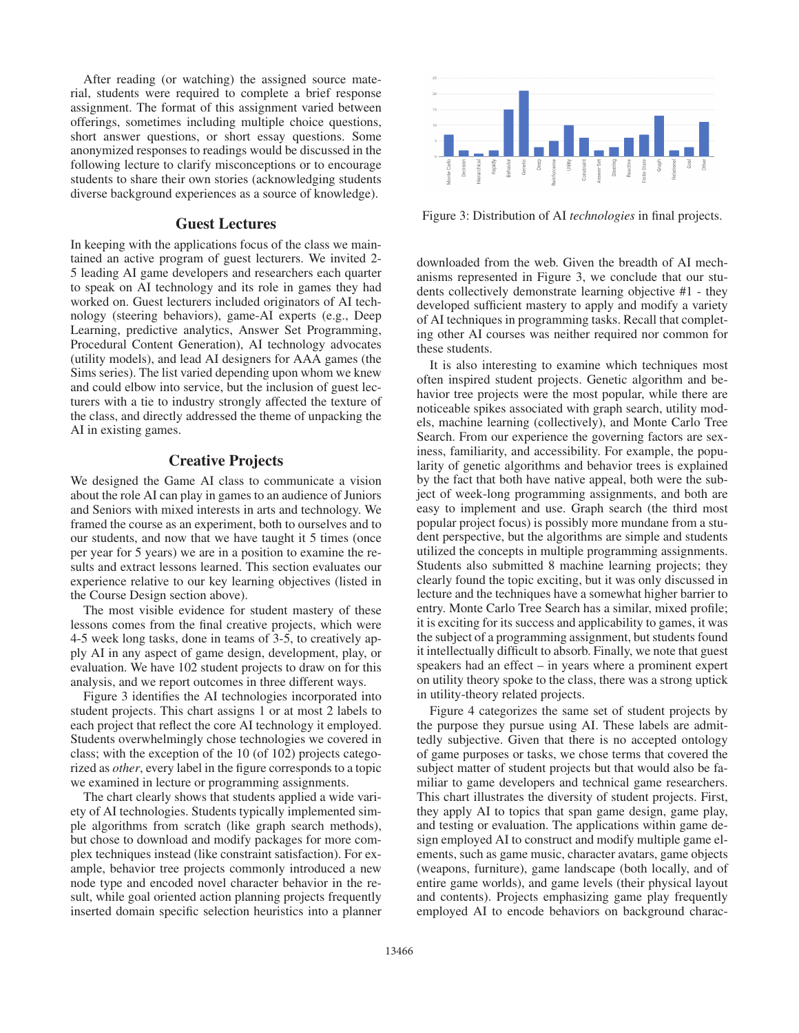After reading (or watching) the assigned source material, students were required to complete a brief response assignment. The format of this assignment varied between offerings, sometimes including multiple choice questions, short answer questions, or short essay questions. Some anonymized responses to readings would be discussed in the following lecture to clarify misconceptions or to encourage students to share their own stories (acknowledging students diverse background experiences as a source of knowledge).

## Guest Lectures

In keeping with the applications focus of the class we maintained an active program of guest lecturers. We invited 2-5 leading AI game developers and researchers each quarter to speak on AI technology and its role in games they had worked on. Guest lecturers included originators of AI technology (steering behaviors), game-AI experts (e.g., Deep Learning, predictive analytics, Answer Set Programming, Procedural Content Generation), AI technology advocates (utility models), and lead AI designers for AAA games (the Sims series). The list varied depending upon whom we knew and could elbow into service, but the inclusion of guest lecturers with a tie to industry strongly affected the texture of the class, and directly addressed the theme of unpacking the AI in existing games.

## Creative Projects

We designed the Game AI class to communicate a vision about the role AI can play in games to an audience of Juniors and Seniors with mixed interests in arts and technology. We framed the course as an experiment, both to ourselves and to our students, and now that we have taught it 5 times (once per year for 5 years) we are in a position to examine the results and extract lessons learned. This section evaluates our experience relative to our key learning objectives (listed in the Course Design section above).

The most visible evidence for student mastery of these lessons comes from the final creative projects, which were 4-5 week long tasks, done in teams of 3-5, to creatively apply AI in any aspect of game design, development, play, or evaluation. We have 102 student projects to draw on for this analysis, and we report outcomes in three different ways.

Figure 3 identifies the AI technologies incorporated into student projects. This chart assigns 1 or at most 2 labels to each project that reflect the core AI technology it employed. Students overwhelmingly chose technologies we covered in class; with the exception of the 10 (of 102) projects categorized as *other*, every label in the figure corresponds to a topic we examined in lecture or programming assignments.

The chart clearly shows that students applied a wide variety of AI technologies. Students typically implemented simple algorithms from scratch (like graph search methods), but chose to download and modify packages for more complex techniques instead (like constraint satisfaction). For example, behavior tree projects commonly introduced a new node type and encoded novel character behavior in the result, while goal oriented action planning projects frequently inserted domain specific selection heuristics into a planner

25
20
15
10
5
0
Monte Carlo
Decision
Hierarchical
Rapidly
Behavior
Genetic
Deep
Reinforceme
Utility
Constraint
Answer Set
Steering
Reactive
Finite State
Graph
Relational
Goal
Other

Figure 3: Distribution of AI *technologies* in final projects.

downloaded from the web. Given the breadth of AI mechanisms represented in Figure 3, we conclude that our students collectively demonstrate learning objective #1 - they developed sufficient mastery to apply and modify a variety of AI techniques in programming tasks. Recall that completing other AI courses was neither required nor common for these students.

It is also interesting to examine which techniques most often inspired student projects. Genetic algorithm and behavior tree projects were the most popular, while there are noticeable spikes associated with graph search, utility models, machine learning (collectively), and Monte Carlo Tree Search. From our experience the governing factors are sexiness, familiarity, and accessibility. For example, the popularity of genetic algorithms and behavior trees is explained by the fact that both have native appeal, both were the subject of week-long programming assignments, and both are easy to implement and use. Graph search (the third most popular project focus) is possibly more mundane from a student perspective, but the algorithms are simple and students utilized the concepts in multiple programming assignments. Students also submitted 8 machine learning projects; they clearly found the topic exciting, but it was only discussed in lecture and the techniques have a somewhat higher barrier to entry. Monte Carlo Tree Search has a similar, mixed profile; it is exciting for its success and applicability to games, it was the subject of a programming assignment, but students found it intellectually difficult to absorb. Finally, we note that guest speakers had an effect – in years where a prominent expert on utility theory spoke to the class, there was a strong uptick in utility-theory related projects.

Figure 4 categorizes the same set of student projects by the purpose they pursue using AI. These labels are admittedly subjective. Given that there is no accepted ontology of game purposes or tasks, we chose terms that covered the subject matter of student projects but that would also be familiar to game developers and technical game researchers. This chart illustrates the diversity of student projects. First, they apply AI to topics that span game design, game play, and testing or evaluation. The applications within game design employed AI to construct and modify multiple game elements, such as game music, character avatars, game objects (weapons, furniture), game landscape (both locally, and of entire game worlds), and game levels (their physical layout and contents). Projects emphasizing game play frequently employed AI to encode behaviors on background charac-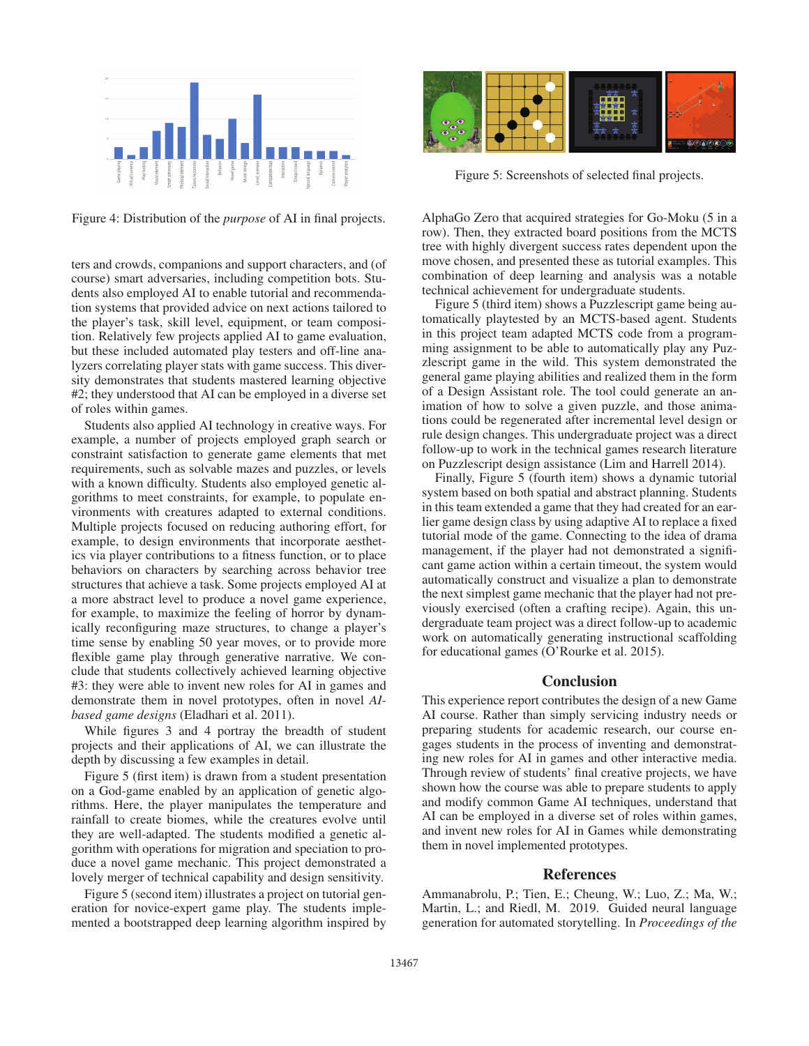20
15
10
5
0

Game playing
Virtual currency
Play testing
Visual element
Smart adversary
Physical element
Tutorial/recommendation
Social interaction
Behavior
Novel game
Music design
Level scenario
Companion/support
Interactive
Group/crowd
Natural language
Dynamic
Camera control
Player analytics

Figure 4: Distribution of the *purpose* of AI in final projects.

ters and crowds, companions and support characters, and (of course) smart adversaries, including competition bots. Students also employed AI to enable tutorial and recommendation systems that provided advice on next actions tailored to the player's task, skill level, equipment, or team composition. Relatively few projects applied AI to game evaluation, but these included automated play testers and off-line analyzers correlating player stats with game success. This diversity demonstrates that students mastered learning objective #2; they understood that AI can be employed in a diverse set of roles within games.

Students also applied AI technology in creative ways. For example, a number of projects employed graph search or constraint satisfaction to generate game elements that met requirements, such as solvable mazes and puzzles, or levels with a known difficulty. Students also employed genetic algorithms to meet constraints, for example, to populate environments with creatures adapted to external conditions. Multiple projects focused on reducing authoring effort, for example, to design environments that incorporate aesthetics via player contributions to a fitness function, or to place behaviors on characters by searching across behavior tree structures that achieve a task. Some projects employed AI at a more abstract level to produce a novel game experience, for example, to maximize the feeling of horror by dynamically reconfiguring maze structures, to change a player's time sense by enabling 50 year moves, or to provide more flexible game play through generative narrative. We conclude that students collectively achieved learning objective #3: they were able to invent new roles for AI in games and demonstrate them in novel prototypes, often in novel *AI-based game designs* (Eladhari et al. 2011).

While figures 3 and 4 portray the breadth of student projects and their applications of AI, we can illustrate the depth by discussing a few examples in detail.

Figure 5 (first item) is drawn from a student presentation on a God-game enabled by an application of genetic algorithms. Here, the player manipulates the temperature and rainfall to create biomes, while the creatures evolve until they are well-adapted. The students modified a genetic algorithm with operations for migration and speciation to produce a novel game mechanic. This project demonstrated a lovely merger of technical capability and design sensitivity.

Figure 5 (second item) illustrates a project on tutorial generation for novice-expert game play. The students implemented a bootstrapped deep learning algorithm inspired by AlphaGo Zero that acquired strategies for Go-Moku (5 in a row). Then, they extracted board positions from the MCTS tree with highly divergent success rates dependent upon the move chosen, and presented these as tutorial examples. This combination of deep learning and analysis was a notable technical achievement for undergraduate students.

Figure 5: Screenshots of selected final projects.

Figure 5 (third item) shows a Puzzlescript game being automatically playtested by an MCTS-based agent. Students in this project team adapted MCTS code from a programming assignment to be able to automatically play any Puzzlescript game in the wild. This system demonstrated the general game playing abilities and realized them in the form of a Design Assistant role. The tool could generate an animation of how to solve a given puzzle, and those animations could be regenerated after incremental level design or rule design changes. This undergraduate project was a direct follow-up to work in the technical games research literature on Puzzlescript design assistance (Lim and Harrell 2014).

Finally, Figure 5 (fourth item) shows a dynamic tutorial system based on both spatial and abstract planning. Students in this team extended a game that they had created for an earlier game design class by using adaptive AI to replace a fixed tutorial mode of the game. Connecting to the idea of drama management, if the player had not demonstrated a significant game action within a certain timeout, the system would automatically construct and visualize a plan to demonstrate the next simplest game mechanic that the player had not previously exercised (often a crafting recipe). Again, this undergraduate team project was a direct follow-up to academic work on automatically generating instructional scaffolding for educational games (O'Rourke et al. 2015).

## Conclusion

This experience report contributes the design of a new Game AI course. Rather than simply servicing industry needs or preparing students for academic research, our course engages students in the process of inventing and demonstrating new roles for AI in games and other interactive media. Through review of students' final creative projects, we have shown how the course was able to prepare students to apply and modify common Game AI techniques, understand that AI can be employed in a diverse set of roles within games, and invent new roles for AI in Games while demonstrating them in novel implemented prototypes.

## References

Ammanabrolu, P.; Tien, E.; Cheung, W.; Luo, Z.; Ma, W.; Martin, L.; and Riedl, M. 2019. Guided neural language generation for automated storytelling. In *Proceedings of the*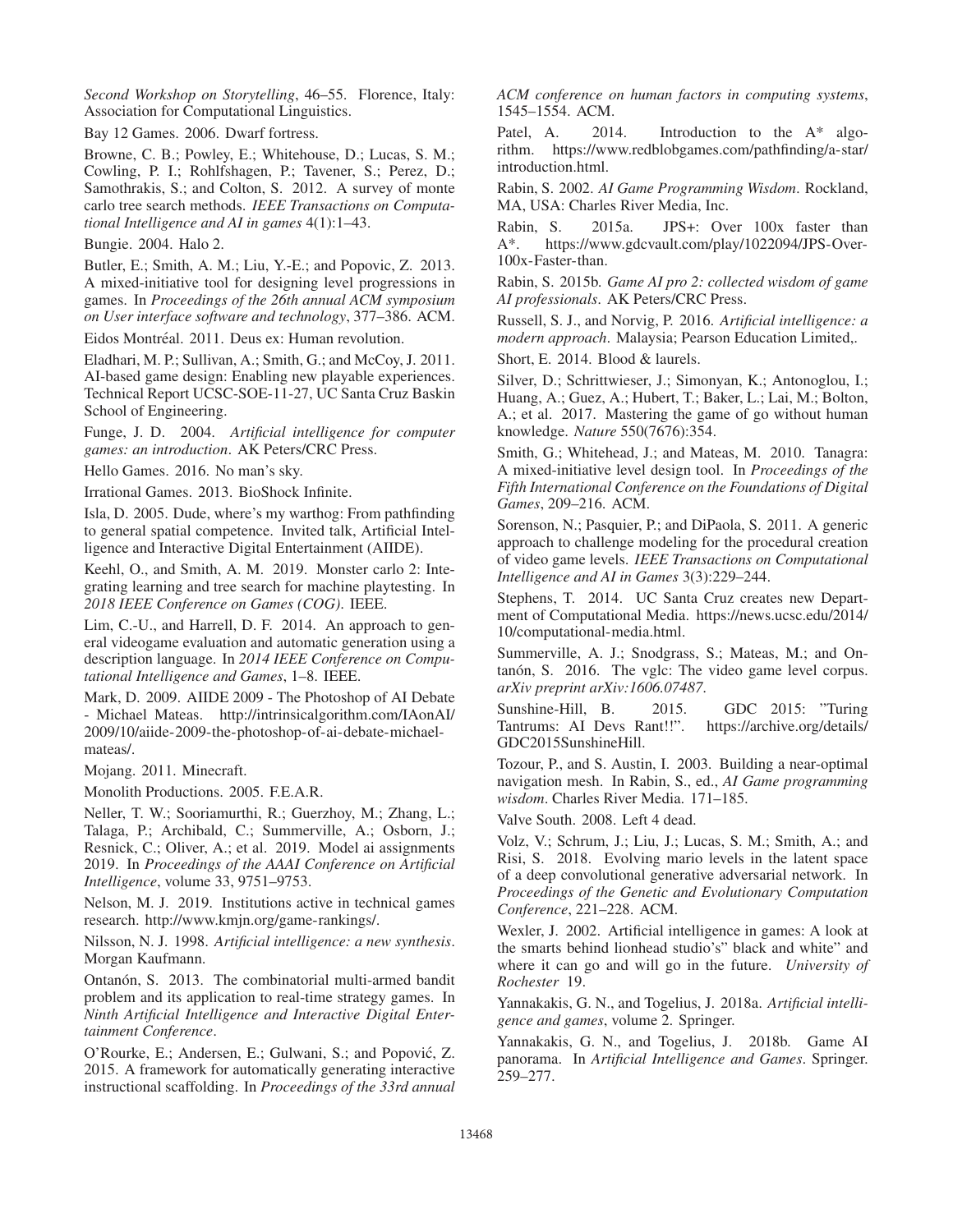*Second Workshop on Storytelling*, 46–55. Florence, Italy: Association for Computational Linguistics.

Bay 12 Games. 2006. Dwarf fortress.

Browne, C. B.; Powley, E.; Whitehouse, D.; Lucas, S. M.; Cowling, P. I.; Rohlfshagen, P.; Tavener, S.; Perez, D.; Samothrakis, S.; and Colton, S. 2012. A survey of monte carlo tree search methods. *IEEE Transactions on Computational Intelligence and AI in games* 4(1):1–43.

Bungie. 2004. Halo 2.

Butler, E.; Smith, A. M.; Liu, Y.-E.; and Popovic, Z. 2013. A mixed-initiative tool for designing level progressions in games. In *Proceedings of the 26th annual ACM symposium on User interface software and technology*, 377–386. ACM.

Eidos Montréal. 2011. Deus ex: Human revolution.

Eladhari, M. P.; Sullivan, A.; Smith, G.; and McCoy, J. 2011. AI-based game design: Enabling new playable experiences. Technical Report UCSC-SOE-11-27, UC Santa Cruz Baskin School of Engineering.

Funge, J. D. 2004. *Artificial intelligence for computer games: an introduction*. AK Peters/CRC Press.

Hello Games. 2016. No man's sky.

Irrational Games. 2013. BioShock Infinite.

Isla, D. 2005. Dude, where's my warthog: From pathfinding to general spatial competence. Invited talk, Artificial Intelligence and Interactive Digital Entertainment (AIIDE).

Keehl, O., and Smith, A. M. 2019. Monster carlo 2: Integrating learning and tree search for machine playtesting. In *2018 IEEE Conference on Games (COG)*. IEEE.

Lim, C.-U., and Harrell, D. F. 2014. An approach to general videogame evaluation and automatic generation using a description language. In *2014 IEEE Conference on Computational Intelligence and Games*, 1–8. IEEE.

Mark, D. 2009. AIIDE 2009 - The Photoshop of AI Debate - Michael Mateas. http://intrinsicalgorithm.com/IAonAI/2009/10/aiide-2009-the-photoshop-of-ai-debate-michael-mateas/.

Mojang. 2011. Minecraft.

Monolith Productions. 2005. F.E.A.R.

Neller, T. W.; Sooriamurthi, R.; Guerzhoy, M.; Zhang, L.; Talaga, P.; Archibald, C.; Summerville, A.; Osborn, J.; Resnick, C.; Oliver, A.; et al. 2019. Model ai assignments 2019. In *Proceedings of the AAAI Conference on Artificial Intelligence*, volume 33, 9751–9753.

Nelson, M. J. 2019. Institutions active in technical games research. http://www.kmjn.org/game-rankings/.

Nilsson, N. J. 1998. *Artificial intelligence: a new synthesis*. Morgan Kaufmann.

Ontanón, S. 2013. The combinatorial multi-armed bandit problem and its application to real-time strategy games. In *Ninth Artificial Intelligence and Interactive Digital Entertainment Conference*.

O'Rourke, E.; Andersen, E.; Gulwani, S.; and Popović, Z. 2015. A framework for automatically generating interactive instructional scaffolding. In *Proceedings of the 33rd annual ACM conference on human factors in computing systems*, 1545–1554. ACM.

Patel, A. 2014. Introduction to the A* algorithm. https://www.redblobgames.com/pathfinding/a-star/introduction.html.

Rabin, S. 2002. *AI Game Programming Wisdom*. Rockland, MA, USA: Charles River Media, Inc.

Rabin, S. 2015a. JPS+: Over 100x faster than A*. https://www.gdcvault.com/play/1022094/JPS-Over-100x-Faster-than.

Rabin, S. 2015b. *Game AI pro 2: collected wisdom of game AI professionals*. AK Peters/CRC Press.

Russell, S. J., and Norvig, P. 2016. *Artificial intelligence: a modern approach*. Malaysia; Pearson Education Limited,.

Short, E. 2014. Blood & laurels.

Silver, D.; Schrittwieser, J.; Simonyan, K.; Antonoglou, I.; Huang, A.; Guez, A.; Hubert, T.; Baker, L.; Lai, M.; Bolton, A.; et al. 2017. Mastering the game of go without human knowledge. *Nature* 550(7676):354.

Smith, G.; Whitehead, J.; and Mateas, M. 2010. Tanagra: A mixed-initiative level design tool. In *Proceedings of the Fifth International Conference on the Foundations of Digital Games*, 209–216. ACM.

Sorenson, N.; Pasquier, P.; and DiPaola, S. 2011. A generic approach to challenge modeling for the procedural creation of video game levels. *IEEE Transactions on Computational Intelligence and AI in Games* 3(3):229–244.

Stephens, T. 2014. UC Santa Cruz creates new Department of Computational Media. https://news.ucsc.edu/2014/10/computational-media.html.

Summerville, A. J.; Snodgrass, S.; Mateas, M.; and Ontanón, S. 2016. The vglc: The video game level corpus. *arXiv preprint arXiv:1606.07487*.

Sunshine-Hill, B. 2015. GDC 2015: "Turing Tantrums: AI Devs Rant!!". https://archive.org/details/GDC2015SunshineHill.

Tozour, P., and S. Austin, I. 2003. Building a near-optimal navigation mesh. In Rabin, S., ed., *AI Game programming wisdom*. Charles River Media. 171–185.

Valve South. 2008. Left 4 dead.

Volz, V.; Schrum, J.; Liu, J.; Lucas, S. M.; Smith, A.; and Risi, S. 2018. Evolving mario levels in the latent space of a deep convolutional generative adversarial network. In *Proceedings of the Genetic and Evolutionary Computation Conference*, 221–228. ACM.

Wexler, J. 2002. Artificial intelligence in games: A look at the smarts behind lionhead studio's" black and white" and where it can go and will go in the future. *University of Rochester* 19.

Yannakakis, G. N., and Togelius, J. 2018a. *Artificial intelligence and games*, volume 2. Springer.

Yannakakis, G. N., and Togelius, J. 2018b. Game AI panorama. In *Artificial Intelligence and Games*. Springer. 259–277.